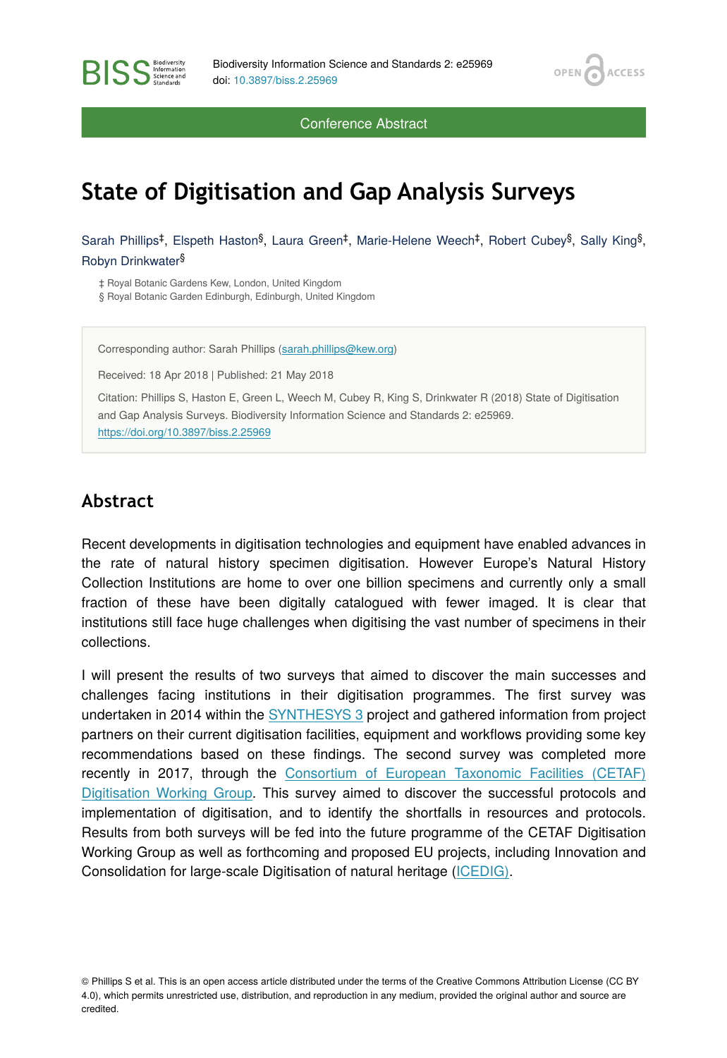Conference Abstract

# State of Digitisation and Gap Analysis Surveys

Sarah Phillips[‡], Elspeth Haston[§], Laura Green[‡], Marie-Helene Weech[‡], Robert Cubey[§], Sally King[§], Robyn Drinkwater[§]

‡ Royal Botanic Gardens Kew, London, United Kingdom
§ Royal Botanic Garden Edinburgh, Edinburgh, United Kingdom

Corresponding author: Sarah Phillips (sarah.phillips@kew.org)

Received: 18 Apr 2018 | Published: 21 May 2018

Citation: Phillips S, Haston E, Green L, Weech M, Cubey R, King S, Drinkwater R (2018) State of Digitisation and Gap Analysis Surveys. Biodiversity Information Science and Standards 2: e25969. https://doi.org/10.3897/biss.2.25969

## Abstract

Recent developments in digitisation technologies and equipment have enabled advances in the rate of natural history specimen digitisation. However Europe's Natural History Collection Institutions are home to over one billion specimens and currently only a small fraction of these have been digitally catalogued with fewer imaged. It is clear that institutions still face huge challenges when digitising the vast number of specimens in their collections.

I will present the results of two surveys that aimed to discover the main successes and challenges facing institutions in their digitisation programmes. The first survey was undertaken in 2014 within the SYNTHESYS 3 project and gathered information from project partners on their current digitisation facilities, equipment and workflows providing some key recommendations based on these findings. The second survey was completed more recently in 2017, through the Consortium of European Taxonomic Facilities (CETAF) Digitisation Working Group. This survey aimed to discover the successful protocols and implementation of digitisation, and to identify the shortfalls in resources and protocols. Results from both surveys will be fed into the future programme of the CETAF Digitisation Working Group as well as forthcoming and proposed EU projects, including Innovation and Consolidation for large-scale Digitisation of natural heritage (ICEDIG).

© Phillips S et al. This is an open access article distributed under the terms of the Creative Commons Attribution License (CC BY 4.0), which permits unrestricted use, distribution, and reproduction in any medium, provided the original author and source are credited.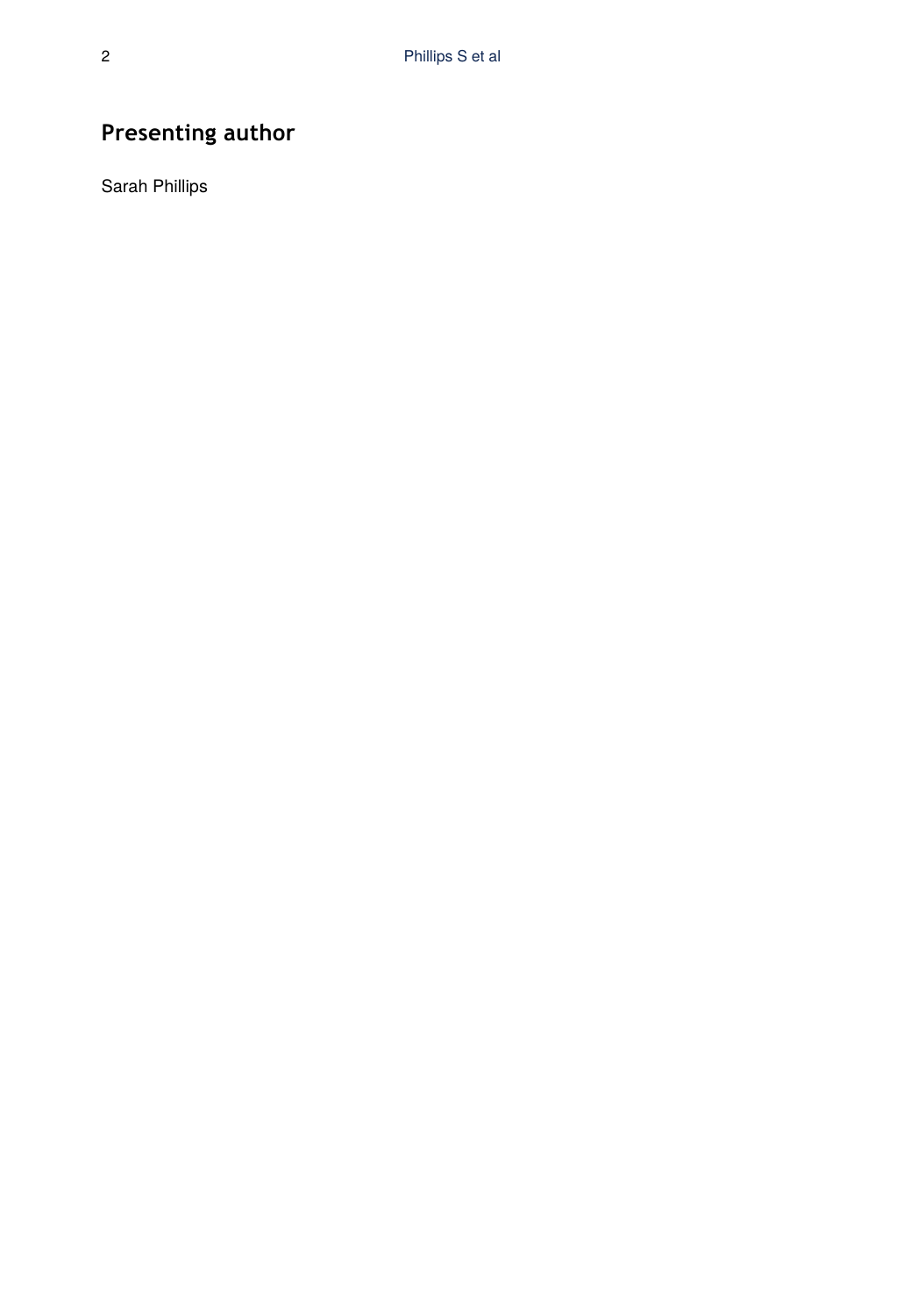## Presenting author

Sarah Phillips